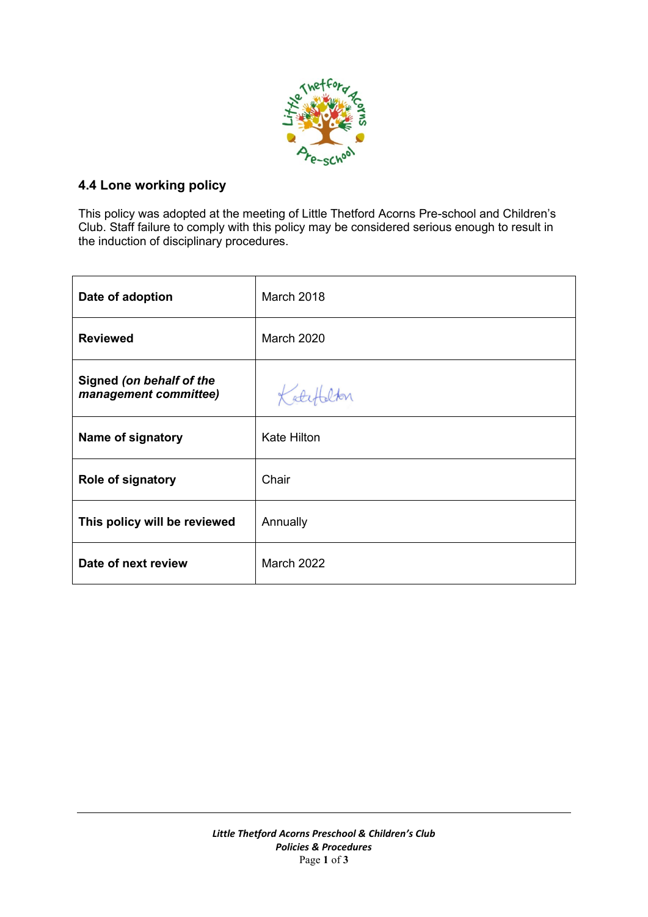## 4.4 Lone working policy

This policy was adopted at the meeting of Little Thetford Acorns Pre-school and Children's Club. Staff failure to comply with this policy may be considered serious enough to result in the induction of disciplinary procedures.

| | |
|---|---|
| **Date of adoption** | March 2018 |
| **Reviewed** | March 2020 |
| **Signed** ***(on behalf of the management committee)*** | Kate Hilton |
| **Name of signatory** | Kate Hilton |
| **Role of signatory** | Chair |
| **This policy will be reviewed** | Annually |
| **Date of next review** | March 2022 |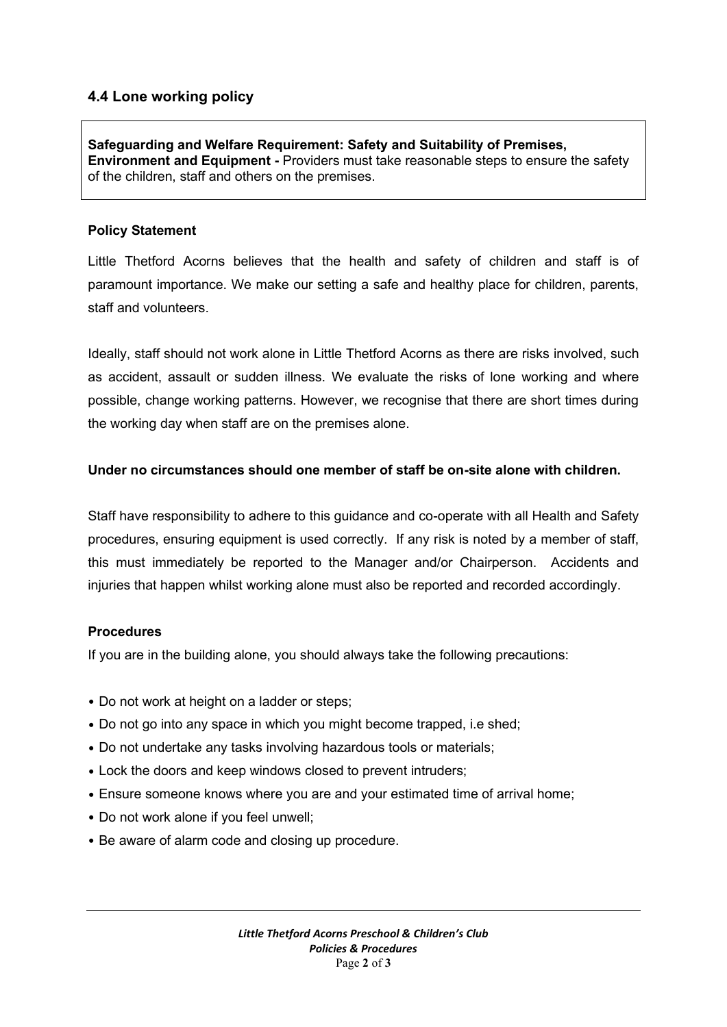## 4.4 Lone working policy

**Safeguarding and Welfare Requirement: Safety and Suitability of Premises, Environment and Equipment -** Providers must take reasonable steps to ensure the safety of the children, staff and others on the premises.

### Policy Statement

Little Thetford Acorns believes that the health and safety of children and staff is of paramount importance. We make our setting a safe and healthy place for children, parents, staff and volunteers.

Ideally, staff should not work alone in Little Thetford Acorns as there are risks involved, such as accident, assault or sudden illness. We evaluate the risks of lone working and where possible, change working patterns. However, we recognise that there are short times during the working day when staff are on the premises alone.

**Under no circumstances should one member of staff be on-site alone with children.**

Staff have responsibility to adhere to this guidance and co-operate with all Health and Safety procedures, ensuring equipment is used correctly. If any risk is noted by a member of staff, this must immediately be reported to the Manager and/or Chairperson. Accidents and injuries that happen whilst working alone must also be reported and recorded accordingly.

### Procedures

If you are in the building alone, you should always take the following precautions:

- Do not work at height on a ladder or steps;
- Do not go into any space in which you might become trapped, i.e shed;
- Do not undertake any tasks involving hazardous tools or materials;
- Lock the doors and keep windows closed to prevent intruders;
- Ensure someone knows where you are and your estimated time of arrival home;
- Do not work alone if you feel unwell;
- Be aware of alarm code and closing up procedure.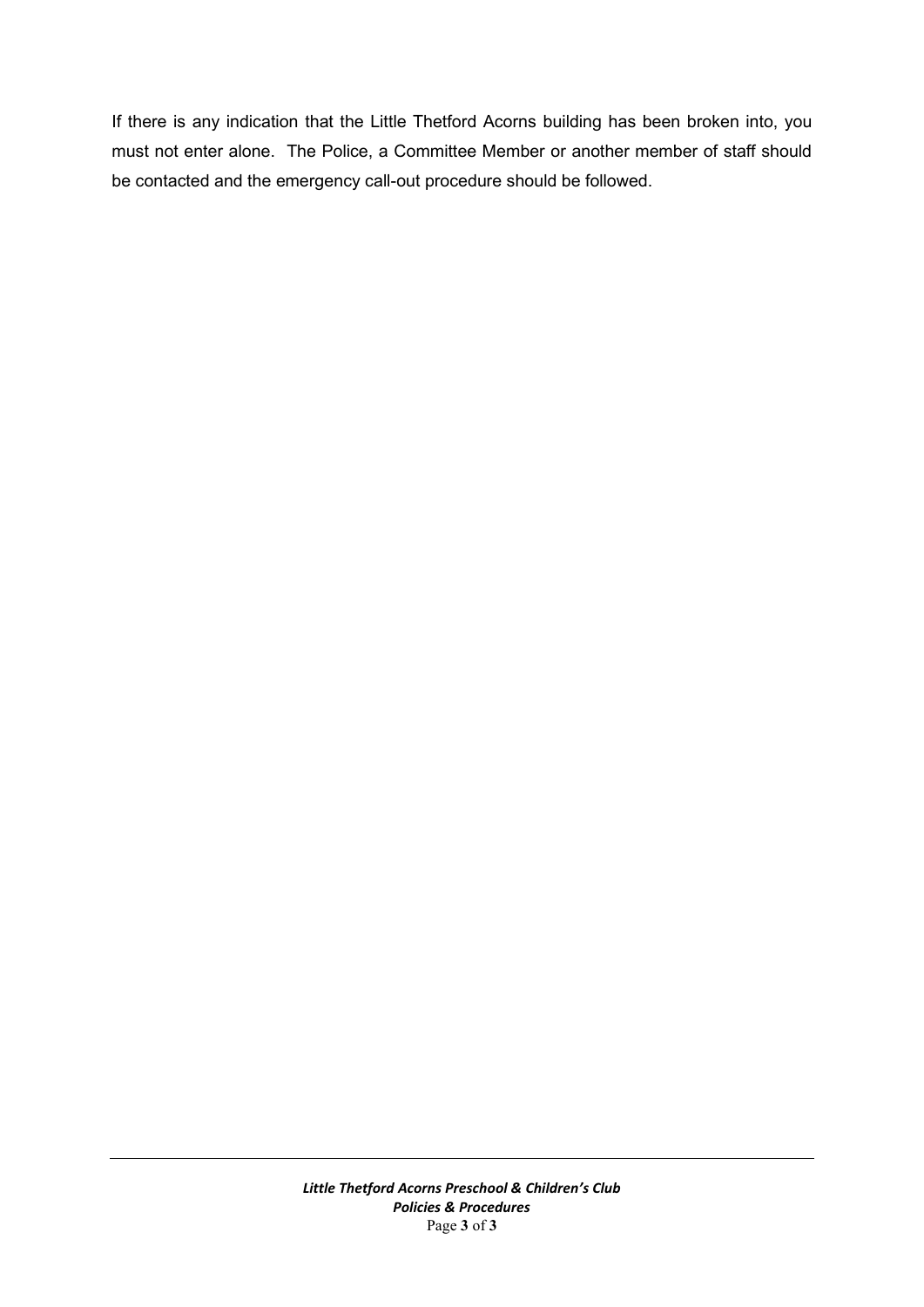If there is any indication that the Little Thetford Acorns building has been broken into, you must not enter alone. The Police, a Committee Member or another member of staff should be contacted and the emergency call-out procedure should be followed.